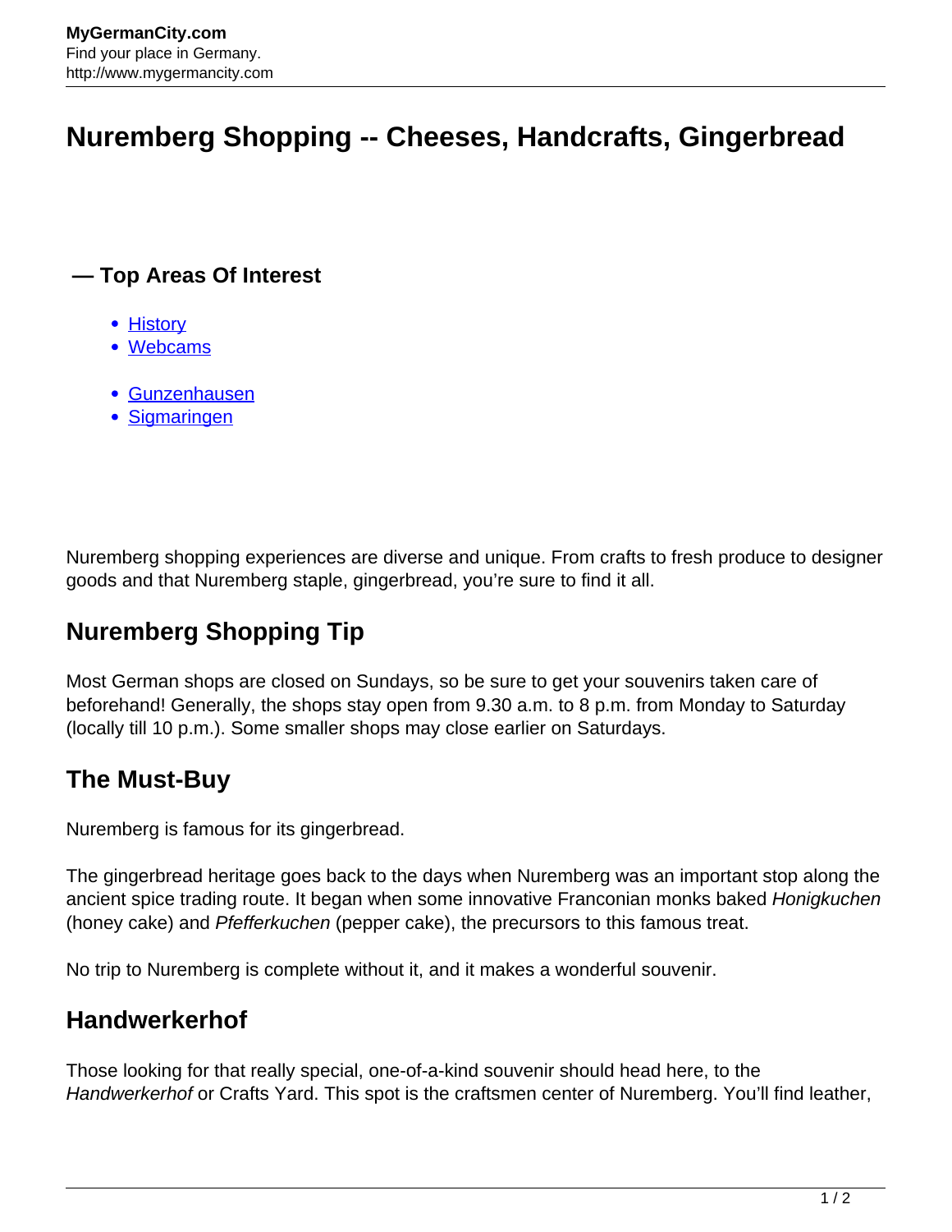# Nuremberg Shopping -- Cheeses, Handcrafts, Gingerbread

### — Top Areas Of Interest

- History
- Webcams

- Gunzenhausen
- Sigmaringen

Nuremberg shopping experiences are diverse and unique. From crafts to fresh produce to designer goods and that Nuremberg staple, gingerbread, you're sure to find it all.

## Nuremberg Shopping Tip

Most German shops are closed on Sundays, so be sure to get your souvenirs taken care of beforehand! Generally, the shops stay open from 9.30 a.m. to 8 p.m. from Monday to Saturday (locally till 10 p.m.). Some smaller shops may close earlier on Saturdays.

## The Must-Buy

Nuremberg is famous for its gingerbread.

The gingerbread heritage goes back to the days when Nuremberg was an important stop along the ancient spice trading route. It began when some innovative Franconian monks baked *Honigkuchen* (honey cake) and *Pfefferkuchen* (pepper cake), the precursors to this famous treat.

No trip to Nuremberg is complete without it, and it makes a wonderful souvenir.

## Handwerkerhof

Those looking for that really special, one-of-a-kind souvenir should head here, to the *Handwerkerhof* or Crafts Yard. This spot is the craftsmen center of Nuremberg. You'll find leather,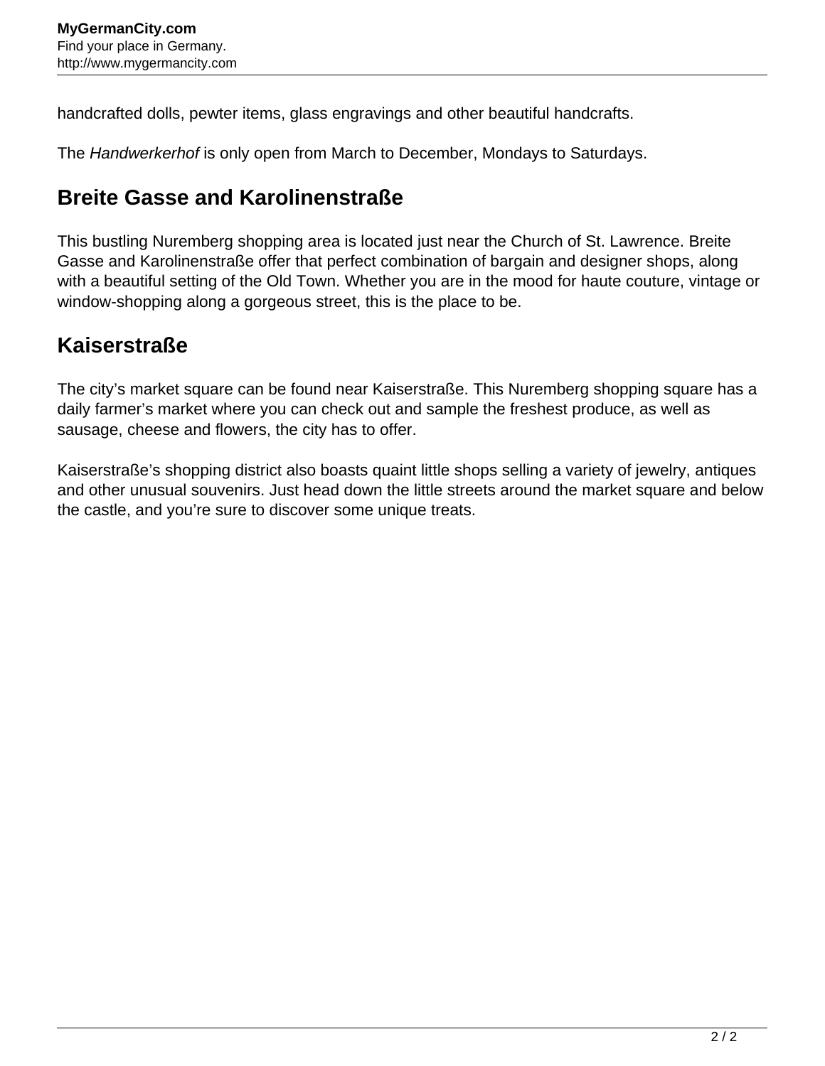handcrafted dolls, pewter items, glass engravings and other beautiful handcrafts.

The *Handwerkerhof* is only open from March to December, Mondays to Saturdays.

## Breite Gasse and Karolinenstraße

This bustling Nuremberg shopping area is located just near the Church of St. Lawrence. Breite Gasse and Karolinenstraße offer that perfect combination of bargain and designer shops, along with a beautiful setting of the Old Town. Whether you are in the mood for haute couture, vintage or window-shopping along a gorgeous street, this is the place to be.

## Kaiserstraße

The city's market square can be found near Kaiserstraße. This Nuremberg shopping square has a daily farmer's market where you can check out and sample the freshest produce, as well as sausage, cheese and flowers, the city has to offer.

Kaiserstraße's shopping district also boasts quaint little shops selling a variety of jewelry, antiques and other unusual souvenirs. Just head down the little streets around the market square and below the castle, and you're sure to discover some unique treats.